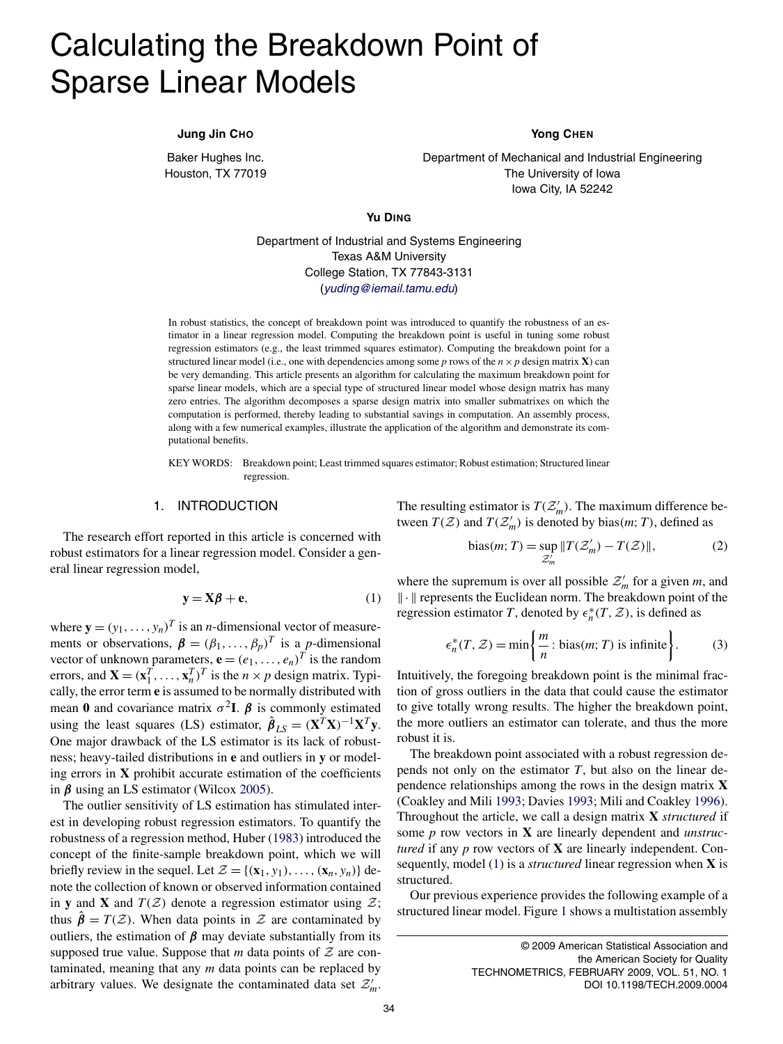# Calculating the Breakdown Point of Sparse Linear Models

**Jung Jin CHO**

Baker Hughes Inc.
Houston, TX 77019

**Yong CHEN**

Department of Mechanical and Industrial Engineering
The University of Iowa
Iowa City, IA 52242

**Yu DING**

Department of Industrial and Systems Engineering
Texas A&M University
College Station, TX 77843-3131
(*yuding@iemail.tamu.edu*)

In robust statistics, the concept of breakdown point was introduced to quantify the robustness of an estimator in a linear regression model. Computing the breakdown point is useful in tuning some robust regression estimators (e.g., the least trimmed squares estimator). Computing the breakdown point for a structured linear model (i.e., one with dependencies among some $p$ rows of the $n \times p$ design matrix $\mathbf{X}$) can be very demanding. This article presents an algorithm for calculating the maximum breakdown point for sparse linear models, which are a special type of structured linear model whose design matrix has many zero entries. The algorithm decomposes a sparse design matrix into smaller submatrixes on which the computation is performed, thereby leading to substantial savings in computation. An assembly process, along with a few numerical examples, illustrate the application of the algorithm and demonstrate its computational benefits.

KEY WORDS: Breakdown point; Least trimmed squares estimator; Robust estimation; Structured linear regression.

## 1. INTRODUCTION

The research effort reported in this article is concerned with robust estimators for a linear regression model. Consider a general linear regression model,

$$\mathbf{y} = \mathbf{X}\boldsymbol{\beta} + \mathbf{e}, \tag{1}$$

where $\mathbf{y} = (y_1, \ldots, y_n)^T$ is an $n$-dimensional vector of measurements or observations, $\boldsymbol{\beta} = (\beta_1, \ldots, \beta_p)^T$ is a $p$-dimensional vector of unknown parameters, $\mathbf{e} = (e_1, \ldots, e_n)^T$ is the random errors, and $\mathbf{X} = (\mathbf{x}_1^T, \ldots, \mathbf{x}_n^T)^T$ is the $n \times p$ design matrix. Typically, the error term $\mathbf{e}$ is assumed to be normally distributed with mean $\mathbf{0}$ and covariance matrix $\sigma^2\mathbf{I}$. $\boldsymbol{\beta}$ is commonly estimated using the least squares (LS) estimator, $\hat{\boldsymbol{\beta}}_{LS} = (\mathbf{X}^T\mathbf{X})^{-1}\mathbf{X}^T\mathbf{y}$. One major drawback of the LS estimator is its lack of robustness; heavy-tailed distributions in $\mathbf{e}$ and outliers in $\mathbf{y}$ or modeling errors in $\mathbf{X}$ prohibit accurate estimation of the coefficients in $\boldsymbol{\beta}$ using an LS estimator (Wilcox 2005).

The outlier sensitivity of LS estimation has stimulated interest in developing robust regression estimators. To quantify the robustness of a regression method, Huber (1983) introduced the concept of the finite-sample breakdown point, which we will briefly review in the sequel. Let $\mathcal{Z} = \{(\mathbf{x}_1, y_1), \ldots, (\mathbf{x}_n, y_n)\}$ denote the collection of known or observed information contained in $\mathbf{y}$ and $\mathbf{X}$ and $T(\mathcal{Z})$ denote a regression estimator using $\mathcal{Z}$; thus $\hat{\boldsymbol{\beta}} = T(\mathcal{Z})$. When data points in $\mathcal{Z}$ are contaminated by outliers, the estimation of $\boldsymbol{\beta}$ may deviate substantially from its supposed true value. Suppose that $m$ data points of $\mathcal{Z}$ are contaminated, meaning that any $m$ data points can be replaced by arbitrary values. We designate the contaminated data set $\mathcal{Z}'_m$. The resulting estimator is $T(\mathcal{Z}'_m)$. The maximum difference between $T(\mathcal{Z})$ and $T(\mathcal{Z}'_m)$ is denoted by bias$(m; T)$, defined as

$$\text{bias}(m; T) = \sup_{\mathcal{Z}'_m} \|T(\mathcal{Z}'_m) - T(\mathcal{Z})\|, \tag{2}$$

where the supremum is over all possible $\mathcal{Z}'_m$ for a given $m$, and $\|\cdot\|$ represents the Euclidean norm. The breakdown point of the regression estimator $T$, denoted by $\epsilon^*_n(T, \mathcal{Z})$, is defined as

$$\epsilon^*_n(T, \mathcal{Z}) = \min\left\{\frac{m}{n} : \text{bias}(m; T) \text{ is infinite}\right\}. \tag{3}$$

Intuitively, the foregoing breakdown point is the minimal fraction of gross outliers in the data that could cause the estimator to give totally wrong results. The higher the breakdown point, the more outliers an estimator can tolerate, and thus the more robust it is.

The breakdown point associated with a robust regression depends not only on the estimator $T$, but also on the linear dependence relationships among the rows in the design matrix $\mathbf{X}$ (Coakley and Mili 1993; Davies 1993; Mili and Coakley 1996). Throughout the article, we call a design matrix $\mathbf{X}$ *structured* if some $p$ row vectors in $\mathbf{X}$ are linearly dependent and *unstructured* if any $p$ row vectors of $\mathbf{X}$ are linearly independent. Consequently, model (1) is a *structured* linear regression when $\mathbf{X}$ is structured.

Our previous experience provides the following example of a structured linear model. Figure 1 shows a multistation assembly

© 2009 American Statistical Association and
the American Society for Quality
TECHNOMETRICS, FEBRUARY 2009, VOL. 51, NO. 1
DOI 10.1198/TECH.2009.0004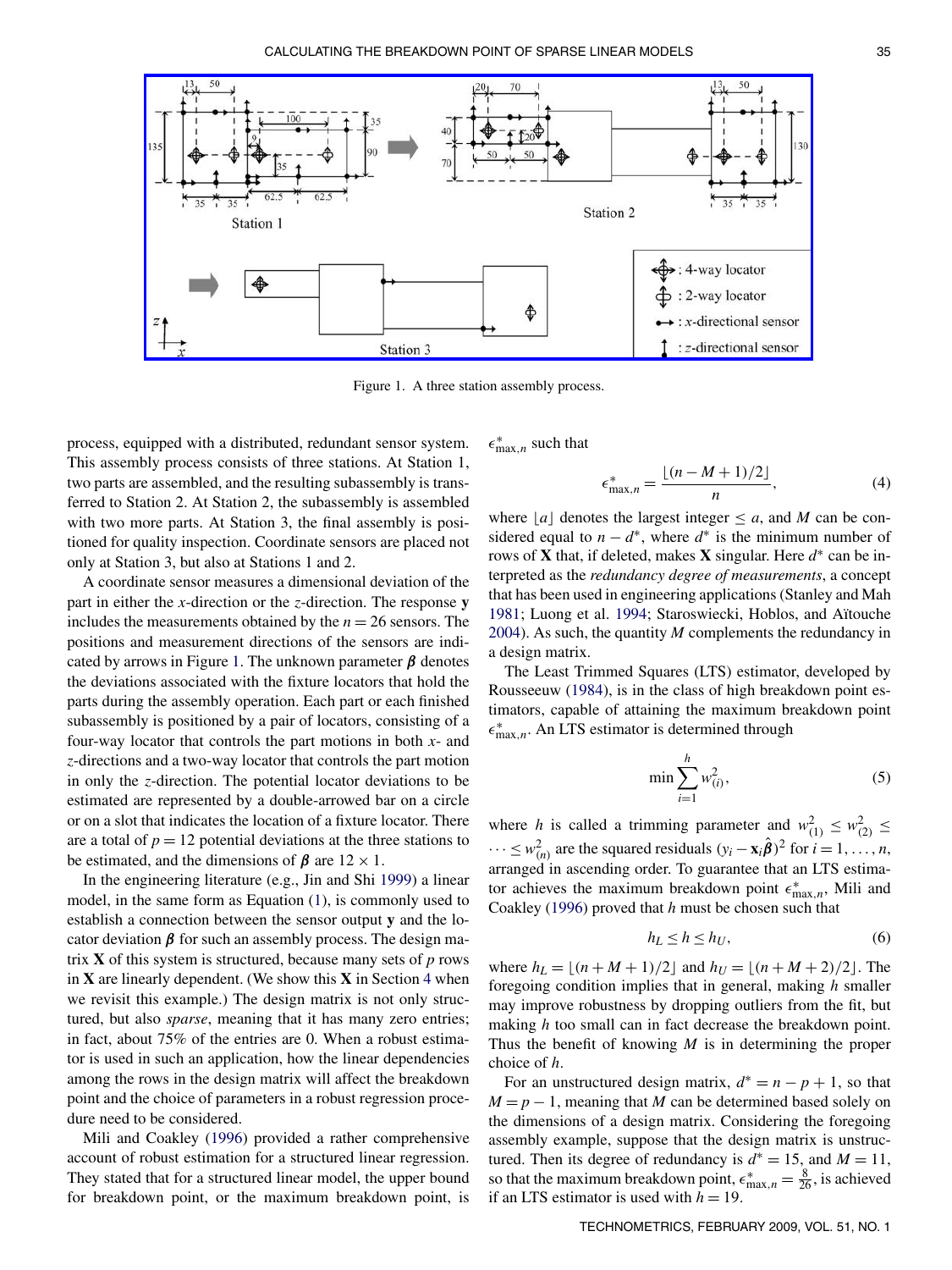Figure 1. A three station assembly process.

process, equipped with a distributed, redundant sensor system. This assembly process consists of three stations. At Station 1, two parts are assembled, and the resulting subassembly is transferred to Station 2. At Station 2, the subassembly is assembled with two more parts. At Station 3, the final assembly is positioned for quality inspection. Coordinate sensors are placed not only at Station 3, but also at Stations 1 and 2.

A coordinate sensor measures a dimensional deviation of the part in either the $x$-direction or the $z$-direction. The response $\mathbf{y}$ includes the measurements obtained by the $n = 26$ sensors. The positions and measurement directions of the sensors are indicated by arrows in Figure 1. The unknown parameter $\boldsymbol{\beta}$ denotes the deviations associated with the fixture locators that hold the parts during the assembly operation. Each part or each finished subassembly is positioned by a pair of locators, consisting of a four-way locator that controls the part motions in both $x$- and $z$-directions and a two-way locator that controls the part motion in only the $z$-direction. The potential locator deviations to be estimated are represented by a double-arrowed bar on a circle or on a slot that indicates the location of a fixture locator. There are a total of $p = 12$ potential deviations at the three stations to be estimated, and the dimensions of $\boldsymbol{\beta}$ are $12 \times 1$.

In the engineering literature (e.g., Jin and Shi 1999) a linear model, in the same form as Equation (1), is commonly used to establish a connection between the sensor output $\mathbf{y}$ and the locator deviation $\boldsymbol{\beta}$ for such an assembly process. The design matrix $\mathbf{X}$ of this system is structured, because many sets of $p$ rows in $\mathbf{X}$ are linearly dependent. (We show this $\mathbf{X}$ in Section 4 when we revisit this example.) The design matrix is not only structured, but also *sparse*, meaning that it has many zero entries; in fact, about 75% of the entries are 0. When a robust estimator is used in such an application, how the linear dependencies among the rows in the design matrix will affect the breakdown point and the choice of parameters in a robust regression procedure need to be considered.

Mili and Coakley (1996) provided a rather comprehensive account of robust estimation for a structured linear regression. They stated that for a structured linear model, the upper bound for breakdown point, or the maximum breakdown point, is $\epsilon^*_{\max,n}$ such that

$$\epsilon^*_{\max,n} = \frac{\lfloor (n - M + 1)/2 \rfloor}{n}, \tag{4}$$

where $\lfloor a \rfloor$ denotes the largest integer $\leq a$, and $M$ can be considered equal to $n - d^*$, where $d^*$ is the minimum number of rows of $\mathbf{X}$ that, if deleted, makes $\mathbf{X}$ singular. Here $d^*$ can be interpreted as the *redundancy degree of measurements*, a concept that has been used in engineering applications (Stanley and Mah 1981; Luong et al. 1994; Staroswiecki, Hoblos, and Aïtouche 2004). As such, the quantity $M$ complements the redundancy in a design matrix.

The Least Trimmed Squares (LTS) estimator, developed by Rousseeuw (1984), is in the class of high breakdown point estimators, capable of attaining the maximum breakdown point $\epsilon^*_{\max,n}$. An LTS estimator is determined through

$$\min \sum_{i=1}^{h} w^2_{(i)}, \tag{5}$$

where $h$ is called a trimming parameter and $w^2_{(1)} \leq w^2_{(2)} \leq \cdots \leq w^2_{(n)}$ are the squared residuals $(y_i - \mathbf{x}_i\hat{\boldsymbol{\beta}})^2$ for $i = 1, \ldots, n$, arranged in ascending order. To guarantee that an LTS estimator achieves the maximum breakdown point $\epsilon^*_{\max,n}$, Mili and Coakley (1996) proved that $h$ must be chosen such that

$$h_L \leq h \leq h_U, \tag{6}$$

where $h_L = \lfloor (n + M + 1)/2 \rfloor$ and $h_U = \lfloor (n + M + 2)/2 \rfloor$. The foregoing condition implies that in general, making $h$ smaller may improve robustness by dropping outliers from the fit, but making $h$ too small can in fact decrease the breakdown point. Thus the benefit of knowing $M$ is in determining the proper choice of $h$.

For an unstructured design matrix, $d^* = n - p + 1$, so that $M = p - 1$, meaning that $M$ can be determined based solely on the dimensions of a design matrix. Considering the foregoing assembly example, suppose that the design matrix is unstructured. Then its degree of redundancy is $d^* = 15$, and $M = 11$, so that the maximum breakdown point, $\epsilon^*_{\max,n} = \frac{8}{26}$, is achieved if an LTS estimator is used with $h = 19$.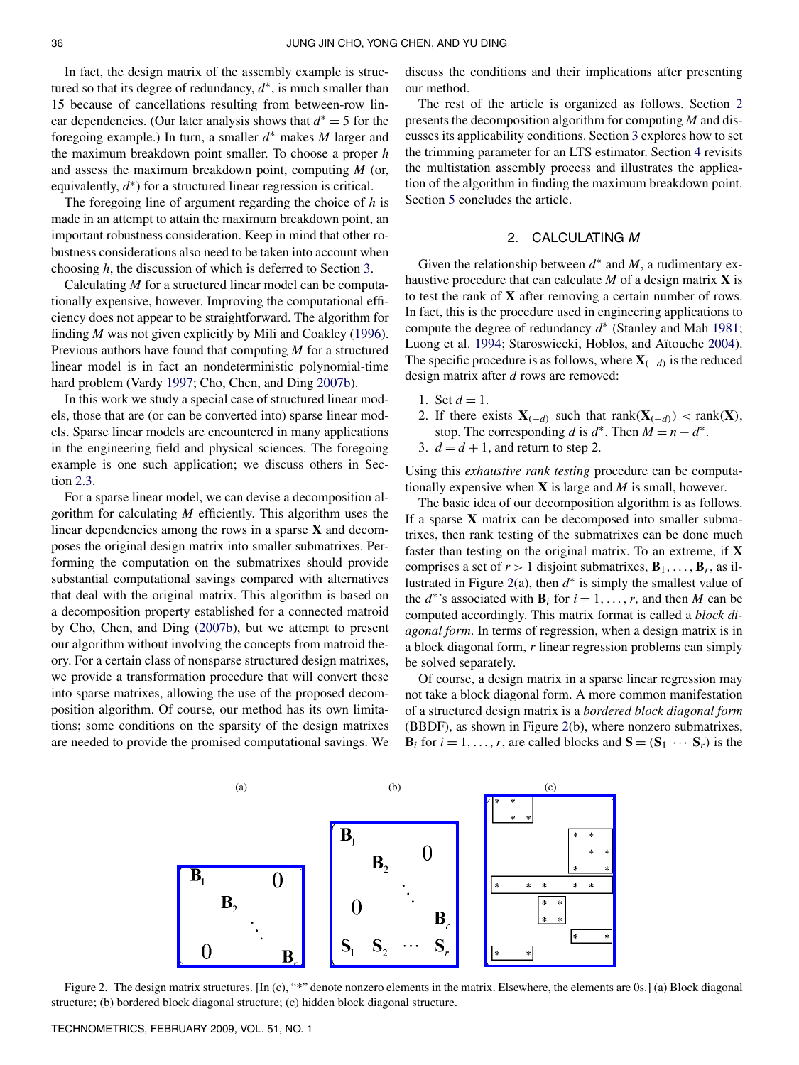In fact, the design matrix of the assembly example is structured so that its degree of redundancy, $d^*$, is much smaller than 15 because of cancellations resulting from between-row linear dependencies. (Our later analysis shows that $d^* = 5$ for the foregoing example.) In turn, a smaller $d^*$ makes $M$ larger and the maximum breakdown point smaller. To choose a proper $h$ and assess the maximum breakdown point, computing $M$ (or, equivalently, $d^*$) for a structured linear regression is critical.

The foregoing line of argument regarding the choice of $h$ is made in an attempt to attain the maximum breakdown point, an important robustness consideration. Keep in mind that other robustness considerations also need to be taken into account when choosing $h$, the discussion of which is deferred to Section 3.

Calculating $M$ for a structured linear model can be computationally expensive, however. Improving the computational efficiency does not appear to be straightforward. The algorithm for finding $M$ was not given explicitly by Mili and Coakley (1996). Previous authors have found that computing $M$ for a structured linear model is in fact an nondeterministic polynomial-time hard problem (Vardy 1997; Cho, Chen, and Ding 2007b).

In this work we study a special case of structured linear models, those that are (or can be converted into) sparse linear models. Sparse linear models are encountered in many applications in the engineering field and physical sciences. The foregoing example is one such application; we discuss others in Section 2.3.

For a sparse linear model, we can devise a decomposition algorithm for calculating $M$ efficiently. This algorithm uses the linear dependencies among the rows in a sparse $\mathbf{X}$ and decomposes the original design matrix into smaller submatrixes. Performing the computation on the submatrixes should provide substantial computational savings compared with alternatives that deal with the original matrix. This algorithm is based on a decomposition property established for a connected matroid by Cho, Chen, and Ding (2007b), but we attempt to present our algorithm without involving the concepts from matroid theory. For a certain class of nonsparse structured design matrixes, we provide a transformation procedure that will convert these into sparse matrixes, allowing the use of the proposed decomposition algorithm. Of course, our method has its own limitations; some conditions on the sparsity of the design matrixes are needed to provide the promised computational savings. We discuss the conditions and their implications after presenting our method.

The rest of the article is organized as follows. Section 2 presents the decomposition algorithm for computing $M$ and discusses its applicability conditions. Section 3 explores how to set the trimming parameter for an LTS estimator. Section 4 revisits the multistation assembly process and illustrates the application of the algorithm in finding the maximum breakdown point. Section 5 concludes the article.

## 2. CALCULATING $M$

Given the relationship between $d^*$ and $M$, a rudimentary exhaustive procedure that can calculate $M$ of a design matrix $\mathbf{X}$ is to test the rank of $\mathbf{X}$ after removing a certain number of rows. In fact, this is the procedure used in engineering applications to compute the degree of redundancy $d^*$ (Stanley and Mah 1981; Luong et al. 1994; Staroswiecki, Hoblos, and Aïtouche 2004). The specific procedure is as follows, where $\mathbf{X}_{(-d)}$ is the reduced design matrix after $d$ rows are removed:

1. Set $d = 1$.
2. If there exists $\mathbf{X}_{(-d)}$ such that $\text{rank}(\mathbf{X}_{(-d)}) < \text{rank}(\mathbf{X})$, stop. The corresponding $d$ is $d^*$. Then $M = n - d^*$.
3. $d = d + 1$, and return to step 2.

Using this *exhaustive rank testing* procedure can be computationally expensive when $\mathbf{X}$ is large and $M$ is small, however.

The basic idea of our decomposition algorithm is as follows. If a sparse $\mathbf{X}$ matrix can be decomposed into smaller submatrixes, then rank testing of the submatrixes can be done much faster than testing on the original matrix. To an extreme, if $\mathbf{X}$ comprises a set of $r > 1$ disjoint submatrixes, $\mathbf{B}_1, \ldots, \mathbf{B}_r$, as illustrated in Figure 2(a), then $d^*$ is simply the smallest value of the $d^*$'s associated with $\mathbf{B}_i$ for $i = 1, \ldots, r$, and then $M$ can be computed accordingly. This matrix format is called a *block diagonal form*. In terms of regression, when a design matrix is in a block diagonal form, $r$ linear regression problems can simply be solved separately.

Of course, a design matrix in a sparse linear regression may not take a block diagonal form. A more common manifestation of a structured design matrix is a *bordered block diagonal form* (BBDF), as shown in Figure 2(b), where nonzero submatrixes, $\mathbf{B}_i$ for $i = 1, \ldots, r$, are called blocks and $\mathbf{S} = (\mathbf{S}_1 \; \cdots \; \mathbf{S}_r)$ is the

Figure 2. The design matrix structures. [In (c), "*" denote nonzero elements in the matrix. Elsewhere, the elements are 0s.] (a) Block diagonal structure; (b) bordered block diagonal structure; (c) hidden block diagonal structure.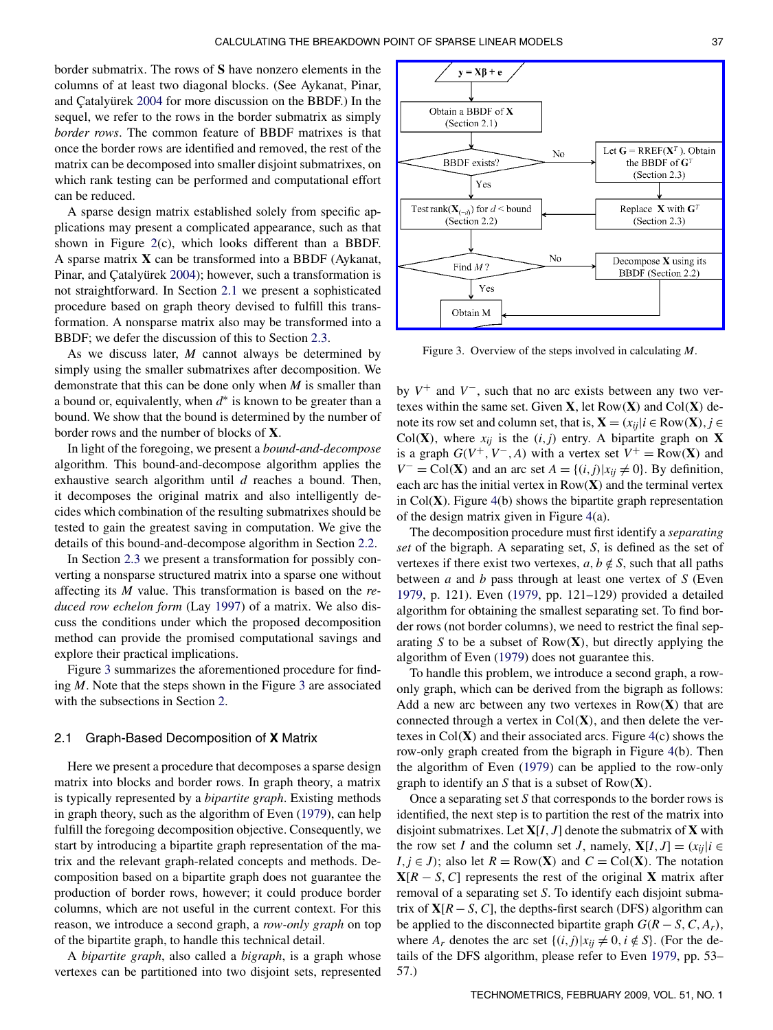border submatrix. The rows of $\mathbf{S}$ have nonzero elements in the columns of at least two diagonal blocks. (See Aykanat, Pinar, and Çatalyürek 2004 for more discussion on the BBDF.) In the sequel, we refer to the rows in the border submatrix as simply *border rows*. The common feature of BBDF matrixes is that once the border rows are identified and removed, the rest of the matrix can be decomposed into smaller disjoint submatrixes, on which rank testing can be performed and computational effort can be reduced.

A sparse design matrix established solely from specific applications may present a complicated appearance, such as that shown in Figure 2(c), which looks different than a BBDF. A sparse matrix $\mathbf{X}$ can be transformed into a BBDF (Aykanat, Pinar, and Çatalyürek 2004); however, such a transformation is not straightforward. In Section 2.1 we present a sophisticated procedure based on graph theory devised to fulfill this transformation. A nonsparse matrix also may be transformed into a BBDF; we defer the discussion of this to Section 2.3.

As we discuss later, $M$ cannot always be determined by simply using the smaller submatrixes after decomposition. We demonstrate that this can be done only when $M$ is smaller than a bound or, equivalently, when $d^*$ is known to be greater than a bound. We show that the bound is determined by the number of border rows and the number of blocks of $\mathbf{X}$.

In light of the foregoing, we present a *bound-and-decompose* algorithm. This bound-and-decompose algorithm applies the exhaustive search algorithm until $d$ reaches a bound. Then, it decomposes the original matrix and also intelligently decides which combination of the resulting submatrixes should be tested to gain the greatest saving in computation. We give the details of this bound-and-decompose algorithm in Section 2.2.

In Section 2.3 we present a transformation for possibly converting a nonsparse structured matrix into a sparse one without affecting its $M$ value. This transformation is based on the *reduced row echelon form* (Lay 1997) of a matrix. We also discuss the conditions under which the proposed decomposition method can provide the promised computational savings and explore their practical implications.

Figure 3 summarizes the aforementioned procedure for finding $M$. Note that the steps shown in the Figure 3 are associated with the subsections in Section 2.

Figure 3. Overview of the steps involved in calculating $M$.

### 2.1 Graph-Based Decomposition of X Matrix

Here we present a procedure that decomposes a sparse design matrix into blocks and border rows. In graph theory, a matrix is typically represented by a *bipartite graph*. Existing methods in graph theory, such as the algorithm of Even (1979), can help fulfill the foregoing decomposition objective. Consequently, we start by introducing a bipartite graph representation of the matrix and the relevant graph-related concepts and methods. Decomposition based on a bipartite graph does not guarantee the production of border rows, however; it could produce border columns, which are not useful in the current context. For this reason, we introduce a second graph, a *row-only graph* on top of the bipartite graph, to handle this technical detail.

A *bipartite graph*, also called a *bigraph*, is a graph whose vertexes can be partitioned into two disjoint sets, represented by $V^+$ and $V^-$, such that no arc exists between any two vertexes within the same set. Given $\mathbf{X}$, let $\text{Row}(\mathbf{X})$ and $\text{Col}(\mathbf{X})$ denote its row set and column set, that is, $\mathbf{X} = (x_{ij} | i \in \text{Row}(\mathbf{X}), j \in \text{Col}(\mathbf{X})$, where $x_{ij}$ is the $(i, j)$ entry. A bipartite graph on $\mathbf{X}$ is a graph $G(V^+, V^-, A)$ with a vertex set $V^+ = \text{Row}(\mathbf{X})$ and $V^- = \text{Col}(\mathbf{X})$ and an arc set $A = \{(i, j) | x_{ij} \neq 0\}$. By definition, each arc has the initial vertex in $\text{Row}(\mathbf{X})$ and the terminal vertex in $\text{Col}(\mathbf{X})$. Figure 4(b) shows the bipartite graph representation of the design matrix given in Figure 4(a).

The decomposition procedure must first identify a *separating set* of the bigraph. A separating set, $S$, is defined as the set of vertexes if there exist two vertexes, $a, b \notin S$, such that all paths between $a$ and $b$ pass through at least one vertex of $S$ (Even 1979, p. 121). Even (1979, pp. 121–129) provided a detailed algorithm for obtaining the smallest separating set. To find border rows (not border columns), we need to restrict the final separating $S$ to be a subset of $\text{Row}(\mathbf{X})$, but directly applying the algorithm of Even (1979) does not guarantee this.

To handle this problem, we introduce a second graph, a row-only graph, which can be derived from the bigraph as follows: Add a new arc between any two vertexes in $\text{Row}(\mathbf{X})$ that are connected through a vertex in $\text{Col}(\mathbf{X})$, and then delete the vertexes in $\text{Col}(\mathbf{X})$ and their associated arcs. Figure 4(c) shows the row-only graph created from the bigraph in Figure 4(b). Then the algorithm of Even (1979) can be applied to the row-only graph to identify an $S$ that is a subset of $\text{Row}(\mathbf{X})$.

Once a separating set $S$ that corresponds to the border rows is identified, the next step is to partition the rest of the matrix into disjoint submatrixes. Let $\mathbf{X}[I, J]$ denote the submatrix of $\mathbf{X}$ with the row set $I$ and the column set $J$, namely, $\mathbf{X}[I, J] = (x_{ij} | i \in I, j \in J)$; also let $R = \text{Row}(\mathbf{X})$ and $C = \text{Col}(\mathbf{X})$. The notation $\mathbf{X}[R - S, C]$ represents the rest of the original $\mathbf{X}$ matrix after removal of a separating set $S$. To identify each disjoint submatrix of $\mathbf{X}[R - S, C]$, the depths-first search (DFS) algorithm can be applied to the disconnected bipartite graph $G(R - S, C, A_r)$, where $A_r$ denotes the arc set $\{(i, j) | x_{ij} \neq 0, i \notin S\}$. (For the details of the DFS algorithm, please refer to Even 1979, pp. 53–57.)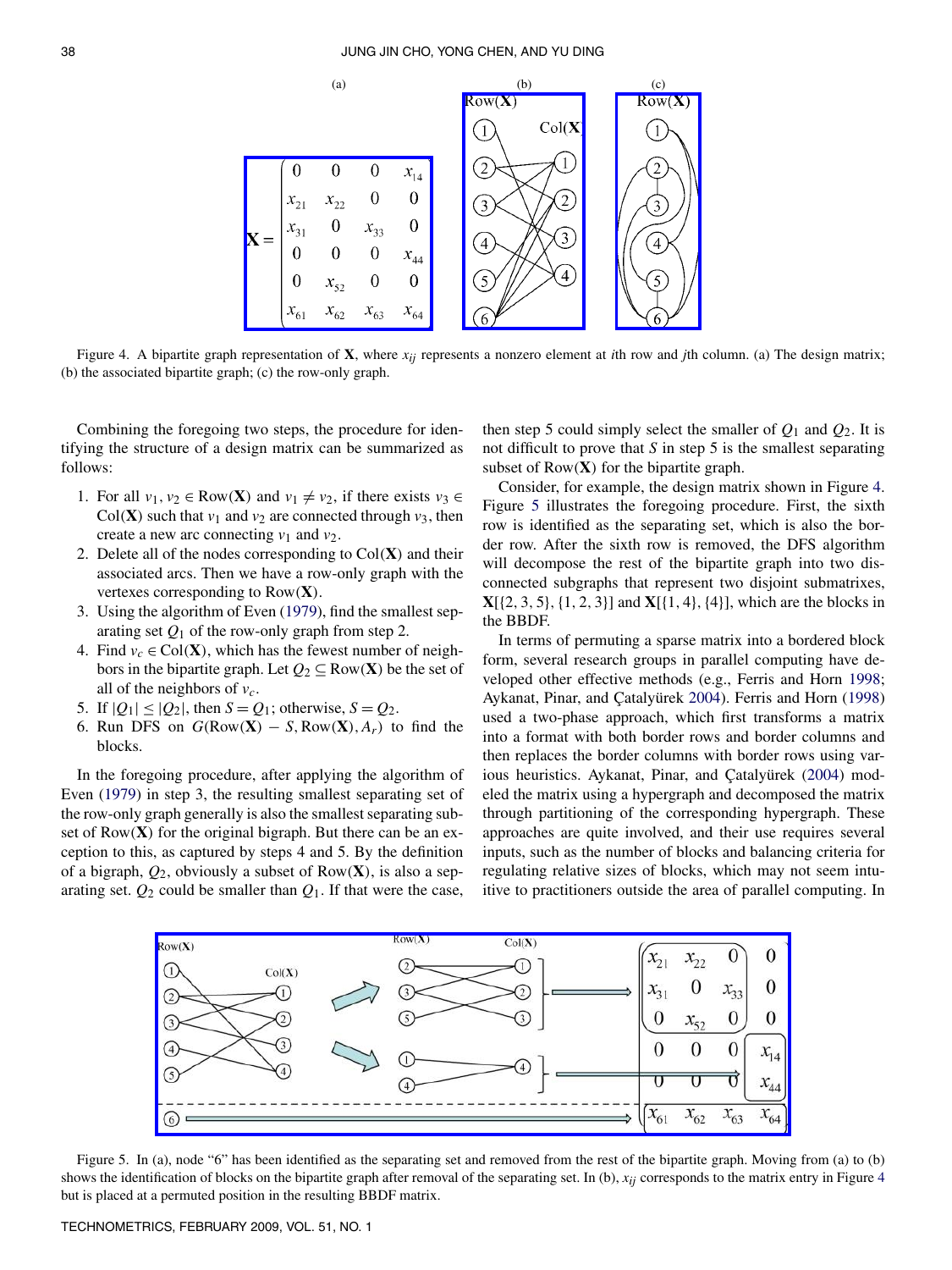Figure 4. A bipartite graph representation of $\mathbf{X}$, where $x_{ij}$ represents a nonzero element at $i$th row and $j$th column. (a) The design matrix; (b) the associated bipartite graph; (c) the row-only graph.

Combining the foregoing two steps, the procedure for identifying the structure of a design matrix can be summarized as follows:

1. For all $v_1, v_2 \in \text{Row}(\mathbf{X})$ and $v_1 \neq v_2$, if there exists $v_3 \in \text{Col}(\mathbf{X})$ such that $v_1$ and $v_2$ are connected through $v_3$, then create a new arc connecting $v_1$ and $v_2$.
2. Delete all of the nodes corresponding to $\text{Col}(\mathbf{X})$ and their associated arcs. Then we have a row-only graph with the vertexes corresponding to $\text{Row}(\mathbf{X})$.
3. Using the algorithm of Even (1979), find the smallest separating set $Q_1$ of the row-only graph from step 2.
4. Find $v_c \in \text{Col}(\mathbf{X})$, which has the fewest number of neighbors in the bipartite graph. Let $Q_2 \subseteq \text{Row}(\mathbf{X})$ be the set of all of the neighbors of $v_c$.
5. If $|Q_1| \leq |Q_2|$, then $S = Q_1$; otherwise, $S = Q_2$.
6. Run DFS on $G(\text{Row}(\mathbf{X}) - S, \text{Row}(\mathbf{X}), A_r)$ to find the blocks.

In the foregoing procedure, after applying the algorithm of Even (1979) in step 3, the resulting smallest separating set of the row-only graph generally is also the smallest separating subset of $\text{Row}(\mathbf{X})$ for the original bigraph. But there can be an exception to this, as captured by steps 4 and 5. By the definition of a bigraph, $Q_2$, obviously a subset of $\text{Row}(\mathbf{X})$, is also a separating set. $Q_2$ could be smaller than $Q_1$. If that were the case, then step 5 could simply select the smaller of $Q_1$ and $Q_2$. It is not difficult to prove that $S$ in step 5 is the smallest separating subset of $\text{Row}(\mathbf{X})$ for the bipartite graph.

Consider, for example, the design matrix shown in Figure 4. Figure 5 illustrates the foregoing procedure. First, the sixth row is identified as the separating set, which is also the border row. After the sixth row is removed, the DFS algorithm will decompose the rest of the bipartite graph into two disconnected subgraphs that represent two disjoint submatrixes, $\mathbf{X}[\{2, 3, 5\}, \{1, 2, 3\}]$ and $\mathbf{X}[\{1, 4\}, \{4\}]$, which are the blocks in the BBDF.

In terms of permuting a sparse matrix into a bordered block form, several research groups in parallel computing have developed other effective methods (e.g., Ferris and Horn 1998; Aykanat, Pinar, and Çatalyürek 2004). Ferris and Horn (1998) used a two-phase approach, which first transforms a matrix into a format with both border rows and border columns and then replaces the border columns with border rows using various heuristics. Aykanat, Pinar, and Çatalyürek (2004) modeled the matrix using a hypergraph and decomposed the matrix through partitioning of the corresponding hypergraph. These approaches are quite involved, and their use requires several inputs, such as the number of blocks and balancing criteria for regulating relative sizes of blocks, which may not seem intuitive to practitioners outside the area of parallel computing. In

Figure 5. In (a), node "6" has been identified as the separating set and removed from the rest of the bipartite graph. Moving from (a) to (b) shows the identification of blocks on the bipartite graph after removal of the separating set. In (b), $x_{ij}$ corresponds to the matrix entry in Figure 4 but is placed at a permuted position in the resulting BBDF matrix.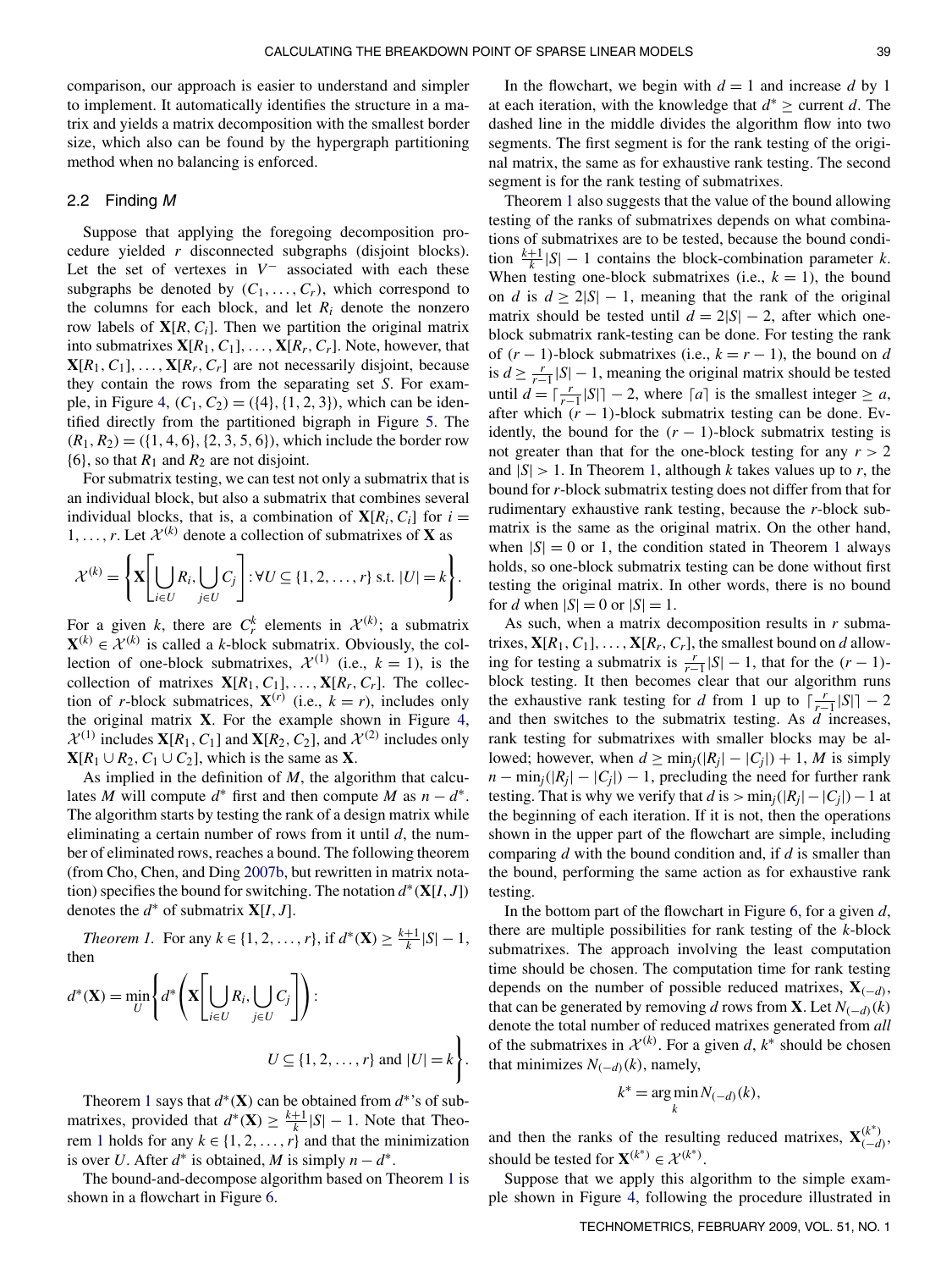comparison, our approach is easier to understand and simpler to implement. It automatically identifies the structure in a matrix and yields a matrix decomposition with the smallest border size, which also can be found by the hypergraph partitioning method when no balancing is enforced.

## 2.2 Finding $M$

Suppose that applying the foregoing decomposition procedure yielded $r$ disconnected subgraphs (disjoint blocks). Let the set of vertexes in $V^-$ associated with each these subgraphs be denoted by $(C_1, \dots, C_r)$, which correspond to the columns for each block, and let $R_i$ denote the nonzero row labels of $\mathbf{X}[R, C_i]$. Then we partition the original matrix into submatrixes $\mathbf{X}[R_1, C_1], \dots, \mathbf{X}[R_r, C_r]$. Note, however, that $\mathbf{X}[R_1, C_1], \dots, \mathbf{X}[R_r, C_r]$ are not necessarily disjoint, because they contain the rows from the separating set $S$. For example, in Figure 4, $(C_1, C_2) = (\{4\}, \{1, 2, 3\})$, which can be identified directly from the partitioned bigraph in Figure 5. The $(R_1, R_2) = (\{1, 4, 6\}, \{2, 3, 5, 6\})$, which include the border row $\{6\}$, so that $R_1$ and $R_2$ are not disjoint.

For submatrix testing, we can test not only a submatrix that is an individual block, but also a submatrix that combines several individual blocks, that is, a combination of $\mathbf{X}[R_i, C_i]$ for $i = 1, \dots, r$. Let $\mathcal{X}^{(k)}$ denote a collection of submatrixes of $\mathbf{X}$ as

$$\mathcal{X}^{(k)} = \left\{ \mathbf{X}\left[\bigcup_{i \in U} R_i, \bigcup_{j \in U} C_j\right] : \forall U \subseteq \{1, 2, \dots, r\} \text{ s.t. } |U| = k \right\}.$$

For a given $k$, there are $C_r^k$ elements in $\mathcal{X}^{(k)}$; a submatrix $\mathbf{X}^{(k)} \in \mathcal{X}^{(k)}$ is called a $k$-block submatrix. Obviously, the collection of one-block submatrixes, $\mathcal{X}^{(1)}$ (i.e., $k = 1$), is the collection of matrixes $\mathbf{X}[R_1, C_1], \dots, \mathbf{X}[R_r, C_r]$. The collection of $r$-block submatrices, $\mathbf{X}^{(r)}$ (i.e., $k = r$), includes only the original matrix $\mathbf{X}$. For the example shown in Figure 4, $\mathcal{X}^{(1)}$ includes $\mathbf{X}[R_1, C_1]$ and $\mathbf{X}[R_2, C_2]$, and $\mathcal{X}^{(2)}$ includes only $\mathbf{X}[R_1 \cup R_2, C_1 \cup C_2]$, which is the same as $\mathbf{X}$.

As implied in the definition of $M$, the algorithm that calculates $M$ will compute $d^*$ first and then compute $M$ as $n - d^*$. The algorithm starts by testing the rank of a design matrix while eliminating a certain number of rows from it until $d$, the number of eliminated rows, reaches a bound. The following theorem (from Cho, Chen, and Ding 2007b, but rewritten in matrix notation) specifies the bound for switching. The notation $d^*(\mathbf{X}[I, J])$ denotes the $d^*$ of submatrix $\mathbf{X}[I, J]$.

*Theorem 1.* For any $k \in \{1, 2, \dots, r\}$, if $d^*(\mathbf{X}) \geq \frac{k+1}{k}|S| - 1$, then

$$d^*(\mathbf{X}) = \min_U \left\{ d^*\left(\mathbf{X}\left[\bigcup_{i \in U} R_i, \bigcup_{j \in U} C_j\right]\right) : U \subseteq \{1, 2, \dots, r\} \text{ and } |U| = k \right\}.$$

Theorem 1 says that $d^*(\mathbf{X})$ can be obtained from $d^*$'s of submatrixes, provided that $d^*(\mathbf{X}) \geq \frac{k+1}{k}|S| - 1$. Note that Theorem 1 holds for any $k \in \{1, 2, \dots, r\}$ and that the minimization is over $U$. After $d^*$ is obtained, $M$ is simply $n - d^*$.

The bound-and-decompose algorithm based on Theorem 1 is shown in a flowchart in Figure 6.

In the flowchart, we begin with $d = 1$ and increase $d$ by 1 at each iteration, with the knowledge that $d^* \geq$ current $d$. The dashed line in the middle divides the algorithm flow into two segments. The first segment is for the rank testing of the original matrix, the same as for exhaustive rank testing. The second segment is for the rank testing of submatrixes.

Theorem 1 also suggests that the value of the bound allowing testing of the ranks of submatrixes depends on what combinations of submatrixes are to be tested, because the bound condition $\frac{k+1}{k}|S| - 1$ contains the block-combination parameter $k$. When testing one-block submatrixes (i.e., $k = 1$), the bound on $d$ is $d \geq 2|S| - 1$, meaning that the rank of the original matrix should be tested until $d = 2|S| - 2$, after which one-block submatrix rank-testing can be done. For testing the rank of $(r-1)$-block submatrixes (i.e., $k = r - 1$), the bound on $d$ is $d \geq \frac{r}{r-1}|S| - 1$, meaning the original matrix should be tested until $d = \lceil \frac{r}{r-1}|S| \rceil - 2$, where $\lceil a \rceil$ is the smallest integer $\geq a$, after which $(r-1)$-block submatrix testing can be done. Evidently, the bound for the $(r-1)$-block submatrix testing is not greater than that for the one-block testing for any $r > 2$ and $|S| > 1$. In Theorem 1, although $k$ takes values up to $r$, the bound for $r$-block submatrix testing does not differ from that for rudimentary exhaustive rank testing, because the $r$-block submatrix is the same as the original matrix. On the other hand, when $|S| = 0$ or 1, the condition stated in Theorem 1 always holds, so one-block submatrix testing can be done without first testing the original matrix. In other words, there is no bound for $d$ when $|S| = 0$ or $|S| = 1$.

As such, when a matrix decomposition results in $r$ submatrixes, $\mathbf{X}[R_1, C_1], \dots, \mathbf{X}[R_r, C_r]$, the smallest bound on $d$ allowing for testing a submatrix is $\frac{r}{r-1}|S| - 1$, that for the $(r-1)$-block testing. It then becomes clear that our algorithm runs the exhaustive rank testing for $d$ from 1 up to $\lceil \frac{r}{r-1}|S| \rceil - 2$ and then switches to the submatrix testing. As $d$ increases, rank testing for submatrixes with smaller blocks may be allowed; however, when $d \geq \min_j(|R_j| - |C_j|) + 1$, $M$ is simply $n - \min_j(|R_j| - |C_j|) - 1$, precluding the need for further rank testing. That is why we verify that $d$ is $> \min_j(|R_j| - |C_j|) - 1$ at the beginning of each iteration. If it is not, then the operations shown in the upper part of the flowchart are simple, including comparing $d$ with the bound condition and, if $d$ is smaller than the bound, performing the same action as for exhaustive rank testing.

In the bottom part of the flowchart in Figure 6, for a given $d$, there are multiple possibilities for rank testing of the $k$-block submatrixes. The approach involving the least computation time should be chosen. The computation time for rank testing depends on the number of possible reduced matrixes, $\mathbf{X}_{(-d)}$, that can be generated by removing $d$ rows from $\mathbf{X}$. Let $N_{(-d)}(k)$ denote the total number of reduced matrixes generated from *all* of the submatrixes in $\mathcal{X}^{(k)}$. For a given $d$, $k^*$ should be chosen that minimizes $N_{(-d)}(k)$, namely,

$$k^* = \arg\min_k N_{(-d)}(k),$$

and then the ranks of the resulting reduced matrixes, $\mathbf{X}_{(-d)}^{(k^*)}$, should be tested for $\mathbf{X}^{(k^*)} \in \mathcal{X}^{(k^*)}$.

Suppose that we apply this algorithm to the simple example shown in Figure 4, following the procedure illustrated in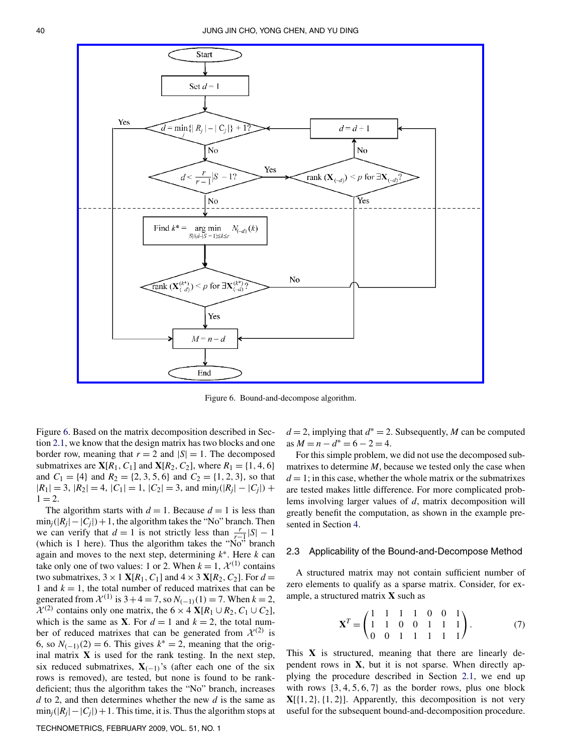Figure 6. Bound-and-decompose algorithm.

Figure 6. Based on the matrix decomposition described in Section 2.1, we know that the design matrix has two blocks and one border row, meaning that $r = 2$ and $|S| = 1$. The decomposed submatrixes are $\mathbf{X}[R_1, C_1]$ and $\mathbf{X}[R_2, C_2]$, where $R_1 = \{1, 4, 6\}$ and $C_1 = \{4\}$ and $R_2 = \{2, 3, 5, 6\}$ and $C_2 = \{1, 2, 3\}$, so that $|R_1| = 3$, $|R_2| = 4$, $|C_1| = 1$, $|C_2| = 3$, and $\min_j(|R_j| - |C_j|) + 1 = 2$.

The algorithm starts with $d = 1$. Because $d = 1$ is less than $\min_j(|R_j| - |C_j|) + 1$, the algorithm takes the "No" branch. Then we can verify that $d = 1$ is not strictly less than $\frac{r}{r-1}|S| - 1$ (which is 1 here). Thus the algorithm takes the "No" branch again and moves to the next step, determining $k^*$. Here $k$ can take only one of two values: 1 or 2. When $k = 1$, $\mathcal{X}^{(1)}$ contains two submatrixes, $3 \times 1$ $\mathbf{X}[R_1, C_1]$ and $4 \times 3$ $\mathbf{X}[R_2, C_2]$. For $d = 1$ and $k = 1$, the total number of reduced matrices that can be generated from $\mathcal{X}^{(1)}$ is $3 + 4 = 7$, so $N_{(-1)}(1) = 7$. When $k = 2$, $\mathcal{X}^{(2)}$ contains only one matrix, the $6 \times 4$ $\mathbf{X}[R_1 \cup R_2, C_1 \cup C_2]$, which is the same as $\mathbf{X}$. For $d = 1$ and $k = 2$, the total number of reduced matrices that can be generated from $\mathcal{X}^{(2)}$ is 6, so $N_{(-1)}(2) = 6$. This gives $k^* = 2$, meaning that the original matrix $\mathbf{X}$ is used for the rank testing. In the next step, six reduced submatrixes, $\mathbf{X}_{(-1)}$'s (after each one of the six rows is removed), are tested, but none is found to be rank-deficient; thus the algorithm takes the "No" branch, increases $d$ to 2, and then determines whether the new $d$ is the same as $\min_j(|R_j| - |C_j|) + 1$. This time, it is. Thus the algorithm stops at $d = 2$, implying that $d^* = 2$. Subsequently, $M$ can be computed as $M = n - d^* = 6 - 2 = 4$.

For this simple problem, we did not use the decomposed submatrixes to determine $M$, because we tested only the case when $d = 1$; in this case, whether the whole matrix or the submatrixes are tested makes little difference. For more complicated problems involving larger values of $d$, matrix decomposition will greatly benefit the computation, as shown in the example presented in Section 4.

### 2.3 Applicability of the Bound-and-Decompose Method

A structured matrix may not contain sufficient number of zero elements to qualify as a sparse matrix. Consider, for example, a structured matrix $\mathbf{X}$ such as

$$\mathbf{X}^T = \begin{pmatrix} 1 & 1 & 1 & 1 & 0 & 0 & 1 \\ 1 & 1 & 0 & 0 & 1 & 1 & 1 \\ 0 & 0 & 1 & 1 & 1 & 1 & 1 \end{pmatrix}. \tag{7}$$

This $\mathbf{X}$ is structured, meaning that there are linearly dependent rows in $\mathbf{X}$, but it is not sparse. When directly applying the procedure described in Section 2.1, we end up with rows $\{3, 4, 5, 6, 7\}$ as the border rows, plus one block $\mathbf{X}[\{1, 2\}, \{1, 2\}]$. Apparently, this decomposition is not very useful for the subsequent bound-and-decomposition procedure.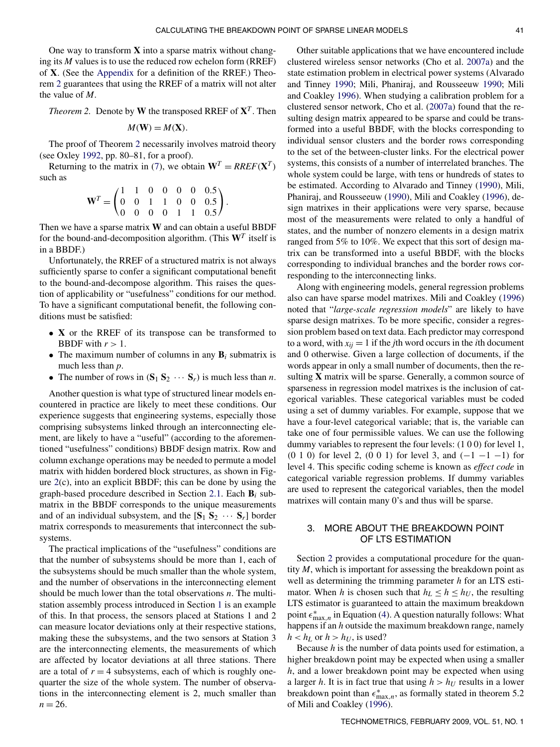One way to transform $\mathbf{X}$ into a sparse matrix without changing its $M$ values is to use the reduced row echelon form (RREF) of $\mathbf{X}$. (See the Appendix for a definition of the RREF.) Theorem 2 guarantees that using the RREF of a matrix will not alter the value of $M$.

*Theorem 2.* Denote by $\mathbf{W}$ the transposed RREF of $\mathbf{X}^T$. Then

$$M(\mathbf{W}) = M(\mathbf{X}).$$

The proof of Theorem 2 necessarily involves matroid theory (see Oxley 1992, pp. 80–81, for a proof).

Returning to the matrix in (7), we obtain $\mathbf{W}^T = RREF(\mathbf{X}^T)$ such as

$$\mathbf{W}^T = \begin{pmatrix} 1 & 1 & 0 & 0 & 0 & 0 & 0.5 \\ 0 & 0 & 1 & 1 & 0 & 0 & 0.5 \\ 0 & 0 & 0 & 0 & 1 & 1 & 0.5 \end{pmatrix}.$$

Then we have a sparse matrix $\mathbf{W}$ and can obtain a useful BBDF for the bound-and-decomposition algorithm. (This $\mathbf{W}^T$ itself is in a BBDF.)

Unfortunately, the RREF of a structured matrix is not always sufficiently sparse to confer a significant computational benefit to the bound-and-decompose algorithm. This raises the question of applicability or "usefulness" conditions for our method. To have a significant computational benefit, the following conditions must be satisfied:

- $\mathbf{X}$ or the RREF of its transpose can be transformed to BBDF with $r > 1$.
- The maximum number of columns in any $\mathbf{B}_i$ submatrix is much less than $p$.
- The number of rows in $(\mathbf{S}_1\ \mathbf{S}_2\ \cdots\ \mathbf{S}_r)$ is much less than $n$.

Another question is what type of structured linear models encountered in practice are likely to meet these conditions. Our experience suggests that engineering systems, especially those comprising subsystems linked through an interconnecting element, are likely to have a "useful" (according to the aforementioned "usefulness" conditions) BBDF design matrix. Row and column exchange operations may be needed to permute a model matrix with hidden bordered block structures, as shown in Figure 2(c), into an explicit BBDF; this can be done by using the graph-based procedure described in Section 2.1. Each $\mathbf{B}_i$ submatrix in the BBDF corresponds to the unique measurements and of an individual subsystem, and the $[\mathbf{S}_1\ \mathbf{S}_2\ \cdots\ \mathbf{S}_r]$ border matrix corresponds to measurements that interconnect the subsystems.

The practical implications of the "usefulness" conditions are that the number of subsystems should be more than 1, each of the subsystems should be much smaller than the whole system, and the number of observations in the interconnecting element should be much lower than the total observations $n$. The multistation assembly process introduced in Section 1 is an example of this. In that process, the sensors placed at Stations 1 and 2 can measure locator deviations only at their respective stations, making these the subsystems, and the two sensors at Station 3 are the interconnecting elements, the measurements of which are affected by locator deviations at all three stations. There are a total of $r = 4$ subsystems, each of which is roughly one-quarter the size of the whole system. The number of observations in the interconnecting element is 2, much smaller than $n = 26$.

Other suitable applications that we have encountered include clustered wireless sensor networks (Cho et al. 2007a) and the state estimation problem in electrical power systems (Alvarado and Tinney 1990; Mili, Phaniraj, and Rousseeuw 1990; Mili and Coakley 1996). When studying a calibration problem for a clustered sensor network, Cho et al. (2007a) found that the resulting design matrix appeared to be sparse and could be transformed into a useful BBDF, with the blocks corresponding to individual sensor clusters and the border rows corresponding to the set of the between-cluster links. For the electrical power systems, this consists of a number of interrelated branches. The whole system could be large, with tens or hundreds of states to be estimated. According to Alvarado and Tinney (1990), Mili, Phaniraj, and Rousseeuw (1990), Mili and Coakley (1996), design matrixes in their applications were very sparse, because most of the measurements were related to only a handful of states, and the number of nonzero elements in a design matrix ranged from 5% to 10%. We expect that this sort of design matrix can be transformed into a useful BBDF, with the blocks corresponding to individual branches and the border rows corresponding to the interconnecting links.

Along with engineering models, general regression problems also can have sparse model matrixes. Mili and Coakley (1996) noted that "*large-scale regression models*" are likely to have sparse design matrixes. To be more specific, consider a regression problem based on text data. Each predictor may correspond to a word, with $x_{ij} = 1$ if the $j$th word occurs in the $i$th document and 0 otherwise. Given a large collection of documents, if the words appear in only a small number of documents, then the resulting $\mathbf{X}$ matrix will be sparse. Generally, a common source of sparseness in regression model matrixes is the inclusion of categorical variables. These categorical variables must be coded using a set of dummy variables. For example, suppose that we have a four-level categorical variable; that is, the variable can take one of four permissible values. We can use the following dummy variables to represent the four levels: (1 0 0) for level 1, (0 1 0) for level 2, (0 0 1) for level 3, and $(-1\ -1\ -1)$ for level 4. This specific coding scheme is known as *effect code* in categorical variable regression problems. If dummy variables are used to represent the categorical variables, then the model matrixes will contain many 0's and thus will be sparse.

## 3. MORE ABOUT THE BREAKDOWN POINT OF LTS ESTIMATION

Section 2 provides a computational procedure for the quantity $M$, which is important for assessing the breakdown point as well as determining the trimming parameter $h$ for an LTS estimator. When $h$ is chosen such that $h_L \le h \le h_U$, the resulting LTS estimator is guaranteed to attain the maximum breakdown point $\epsilon^*_{\max,n}$ in Equation (4). A question naturally follows: What happens if an $h$ outside the maximum breakdown range, namely $h < h_L$ or $h > h_U$, is used?

Because $h$ is the number of data points used for estimation, a higher breakdown point may be expected when using a smaller $h$, and a lower breakdown point may be expected when using a larger $h$. It is in fact true that using $h > h_U$ results in a lower breakdown point than $\epsilon^*_{\max,n}$, as formally stated in theorem 5.2 of Mili and Coakley (1996).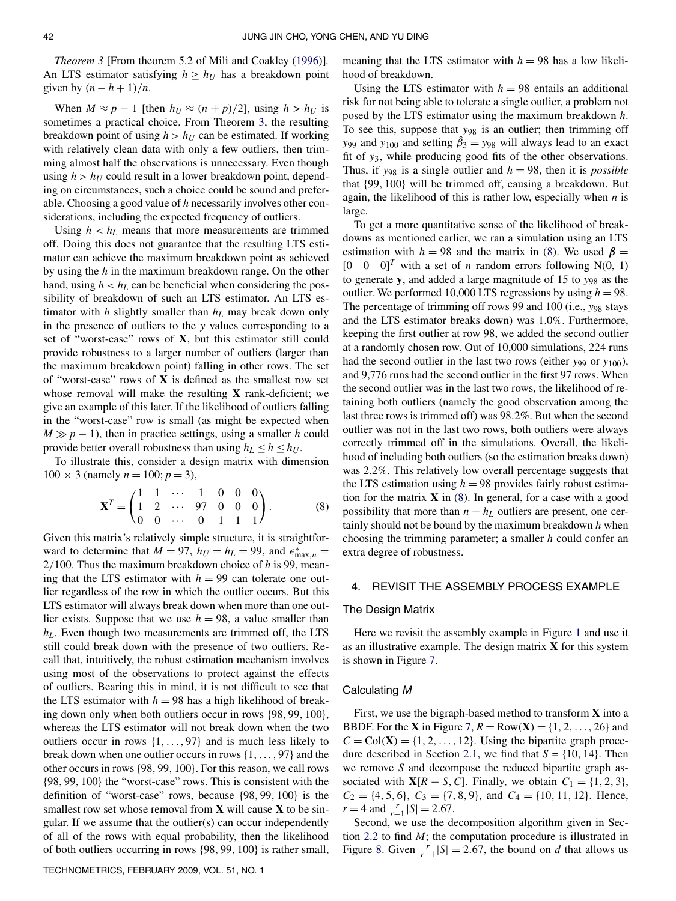*Theorem 3* [From theorem 5.2 of Mili and Coakley (1996)]. An LTS estimator satisfying $h \geq h_U$ has a breakdown point given by $(n - h + 1)/n$.

When $M \approx p - 1$ [then $h_U \approx (n + p)/2$], using $h > h_U$ is sometimes a practical choice. From Theorem 3, the resulting breakdown point of using $h > h_U$ can be estimated. If working with relatively clean data with only a few outliers, then trimming almost half the observations is unnecessary. Even though using $h > h_U$ could result in a lower breakdown point, depending on circumstances, such a choice could be sound and preferable. Choosing a good value of $h$ necessarily involves other considerations, including the expected frequency of outliers.

Using $h < h_L$ means that more measurements are trimmed off. Doing this does not guarantee that the resulting LTS estimator can achieve the maximum breakdown point as achieved by using the $h$ in the maximum breakdown range. On the other hand, using $h < h_L$ can be beneficial when considering the possibility of breakdown of such an LTS estimator. An LTS estimator with $h$ slightly smaller than $h_L$ may break down only in the presence of outliers to the $y$ values corresponding to a set of "worst-case" rows of $\mathbf{X}$, but this estimator still could provide robustness to a larger number of outliers (larger than the maximum breakdown point) falling in other rows. The set of "worst-case" rows of $\mathbf{X}$ is defined as the smallest row set whose removal will make the resulting $\mathbf{X}$ rank-deficient; we give an example of this later. If the likelihood of outliers falling in the "worst-case" row is small (as might be expected when $M \gg p - 1$), then in practice settings, using a smaller $h$ could provide better overall robustness than using $h_L \leq h \leq h_U$.

To illustrate this, consider a design matrix with dimension $100 \times 3$ (namely $n = 100$; $p = 3$),

$$\mathbf{X}^T = \begin{pmatrix} 1 & 1 & \cdots & 1 & 0 & 0 & 0 \\ 1 & 2 & \cdots & 97 & 0 & 0 & 0 \\ 0 & 0 & \cdots & 0 & 1 & 1 & 1 \end{pmatrix}. \tag{8}$$

Given this matrix's relatively simple structure, it is straightforward to determine that $M = 97$, $h_U = h_L = 99$, and $\epsilon^*_{\max,n} = 2/100$. Thus the maximum breakdown choice of $h$ is 99, meaning that the LTS estimator with $h = 99$ can tolerate one outlier regardless of the row in which the outlier occurs. But this LTS estimator will always break down when more than one outlier exists. Suppose that we use $h = 98$, a value smaller than $h_L$. Even though two measurements are trimmed off, the LTS still could break down with the presence of two outliers. Recall that, intuitively, the robust estimation mechanism involves using most of the observations to protect against the effects of outliers. Bearing this in mind, it is not difficult to see that the LTS estimator with $h = 98$ has a high likelihood of breaking down only when both outliers occur in rows $\{98, 99, 100\}$, whereas the LTS estimator will not break down when the two outliers occur in rows $\{1, \ldots, 97\}$ and is much less likely to break down when one outlier occurs in rows $\{1, \ldots, 97\}$ and the other occurs in rows $\{98, 99, 100\}$. For this reason, we call rows $\{98, 99, 100\}$ the "worst-case" rows. This is consistent with the definition of "worst-case" rows, because $\{98, 99, 100\}$ is the smallest row set whose removal from $\mathbf{X}$ will cause $\mathbf{X}$ to be singular. If we assume that the outlier(s) can occur independently of all of the rows with equal probability, then the likelihood of both outliers occurring in rows $\{98, 99, 100\}$ is rather small, meaning that the LTS estimator with $h = 98$ has a low likelihood of breakdown.

Using the LTS estimator with $h = 98$ entails an additional risk for not being able to tolerate a single outlier, a problem not posed by the LTS estimator using the maximum breakdown $h$. To see this, suppose that $y_{98}$ is an outlier; then trimming off $y_{99}$ and $y_{100}$ and setting $\hat{\beta}_3 = y_{98}$ will always lead to an exact fit of $y_3$, while producing good fits of the other observations. Thus, if $y_{98}$ is a single outlier and $h = 98$, then it is *possible* that $\{99, 100\}$ will be trimmed off, causing a breakdown. But again, the likelihood of this is rather low, especially when $n$ is large.

To get a more quantitative sense of the likelihood of breakdowns as mentioned earlier, we ran a simulation using an LTS estimation with $h = 98$ and the matrix in (8). We used $\boldsymbol{\beta} = [0 \quad 0 \quad 0]^T$ with a set of $n$ random errors following N(0, 1) to generate $\mathbf{y}$, and added a large magnitude of 15 to $y_{98}$ as the outlier. We performed 10,000 LTS regressions by using $h = 98$. The percentage of trimming off rows 99 and 100 (i.e., $y_{98}$ stays and the LTS estimator breaks down) was 1.0%. Furthermore, keeping the first outlier at row 98, we added the second outlier at a randomly chosen row. Out of 10,000 simulations, 224 runs had the second outlier in the last two rows (either $y_{99}$ or $y_{100}$), and 9,776 runs had the second outlier in the first 97 rows. When the second outlier was in the last two rows, the likelihood of retaining both outliers (namely the good observation among the last three rows is trimmed off) was 98.2%. But when the second outlier was not in the last two rows, both outliers were always correctly trimmed off in the simulations. Overall, the likelihood of including both outliers (so the estimation breaks down) was 2.2%. This relatively low overall percentage suggests that the LTS estimation using $h = 98$ provides fairly robust estimation for the matrix $\mathbf{X}$ in (8). In general, for a case with a good possibility that more than $n - h_L$ outliers are present, one certainly should not be bound by the maximum breakdown $h$ when choosing the trimming parameter; a smaller $h$ could confer an extra degree of robustness.

## 4. REVISIT THE ASSEMBLY PROCESS EXAMPLE

### The Design Matrix

Here we revisit the assembly example in Figure 1 and use it as an illustrative example. The design matrix $\mathbf{X}$ for this system is shown in Figure 7.

### Calculating $M$

First, we use the bigraph-based method to transform $\mathbf{X}$ into a BBDF. For the $\mathbf{X}$ in Figure 7, $R = \mathrm{Row}(\mathbf{X}) = \{1, 2, \ldots, 26\}$ and $C = \mathrm{Col}(\mathbf{X}) = \{1, 2, \ldots, 12\}$. Using the bipartite graph procedure described in Section 2.1, we find that $S = \{10, 14\}$. Then we remove $S$ and decompose the reduced bipartite graph associated with $\mathbf{X}[R - S, C]$. Finally, we obtain $C_1 = \{1, 2, 3\}$, $C_2 = \{4, 5, 6\}$, $C_3 = \{7, 8, 9\}$, and $C_4 = \{10, 11, 12\}$. Hence, $r = 4$ and $\frac{r}{r-1}|S| = 2.67$.

Second, we use the decomposition algorithm given in Section 2.2 to find $M$; the computation procedure is illustrated in Figure 8. Given $\frac{r}{r-1}|S| = 2.67$, the bound on $d$ that allows us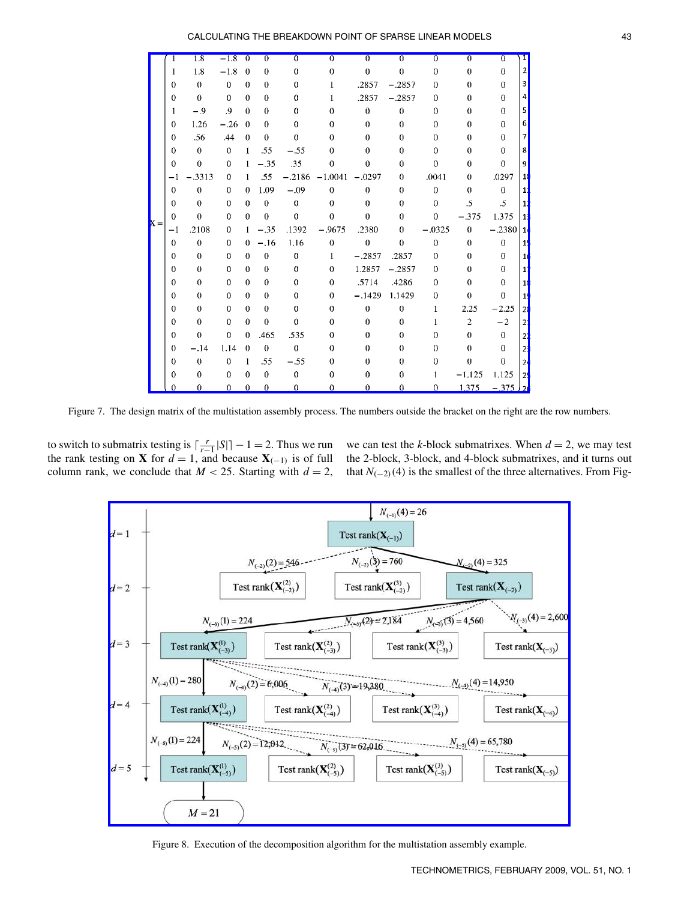$$
\mathbf{X} = \begin{pmatrix}
1 & 1.8 & -1.8 & 0 & 0 & 0 & 0 & 0 & 0 & 0 & 0 & 0 \\
1 & 1.8 & -1.8 & 0 & 0 & 0 & 0 & 0 & 0 & 0 & 0 & 0 \\
0 & 0 & 0 & 0 & 0 & 0 & 1 & .2857 & -.2857 & 0 & 0 & 0 \\
0 & 0 & 0 & 0 & 0 & 0 & 1 & .2857 & -.2857 & 0 & 0 & 0 \\
1 & -.9 & .9 & 0 & 0 & 0 & 0 & 0 & 0 & 0 & 0 & 0 \\
0 & 1.26 & -.26 & 0 & 0 & 0 & 0 & 0 & 0 & 0 & 0 & 0 \\
0 & .56 & .44 & 0 & 0 & 0 & 0 & 0 & 0 & 0 & 0 & 0 \\
0 & 0 & 0 & 1 & .55 & -.55 & 0 & 0 & 0 & 0 & 0 & 0 \\
0 & 0 & 0 & 1 & -.35 & .35 & 0 & 0 & 0 & 0 & 0 & 0 \\
-1 & -.3313 & 0 & 1 & .55 & -.2186 & -1.0041 & -.0297 & 0 & .0041 & 0 & .0297 \\
0 & 0 & 0 & 0 & 1.09 & -.09 & 0 & 0 & 0 & 0 & 0 & 0 \\
0 & 0 & 0 & 0 & 0 & 0 & 0 & 0 & 0 & 0 & .5 & .5 \\
0 & 0 & 0 & 0 & 0 & 0 & 0 & 0 & 0 & 0 & -.375 & 1.375 \\
-1 & .2108 & 0 & 1 & -.35 & .1392 & -.9675 & .2380 & 0 & -.0325 & 0 & -.2380 \\
0 & 0 & 0 & 0 & -.16 & 1.16 & 0 & 0 & 0 & 0 & 0 & 0 \\
0 & 0 & 0 & 0 & 0 & 0 & 1 & -.2857 & .2857 & 0 & 0 & 0 \\
0 & 0 & 0 & 0 & 0 & 0 & 0 & 1.2857 & -.2857 & 0 & 0 & 0 \\
0 & 0 & 0 & 0 & 0 & 0 & 0 & .5714 & .4286 & 0 & 0 & 0 \\
0 & 0 & 0 & 0 & 0 & 0 & 0 & -.1429 & 1.1429 & 0 & 0 & 0 \\
0 & 0 & 0 & 0 & 0 & 0 & 0 & 0 & 0 & 1 & 2.25 & -2.25 \\
0 & 0 & 0 & 0 & 0 & 0 & 0 & 0 & 0 & 1 & 2 & -2 \\
0 & 0 & 0 & 0 & .465 & .535 & 0 & 0 & 0 & 0 & 0 & 0 \\
0 & -.14 & 1.14 & 0 & 0 & 0 & 0 & 0 & 0 & 0 & 0 & 0 \\
0 & 0 & 0 & 1 & .55 & -.55 & 0 & 0 & 0 & 0 & 0 & 0 \\
0 & 0 & 0 & 0 & 0 & 0 & 0 & 0 & 0 & 1 & -1.125 & 1.125 \\
0 & 0 & 0 & 0 & 0 & 0 & 0 & 0 & 0 & 0 & 1.375 & -.375
\end{pmatrix}
\begin{matrix} 1\\2\\3\\4\\5\\6\\7\\8\\9\\10\\11\\12\\13\\14\\15\\16\\17\\18\\19\\20\\21\\22\\23\\24\\25\\26 \end{matrix}
$$

Figure 7. The design matrix of the multistation assembly process. The numbers outside the bracket on the right are the row numbers.

to switch to submatrix testing is $\lceil \frac{r}{r-1}|S| \rceil - 1 = 2$. Thus we run the rank testing on $\mathbf{X}$ for $d = 1$, and because $\mathbf{X}_{(-1)}$ is of full column rank, we conclude that $M < 25$. Starting with $d = 2$, we can test the $k$-block submatrixes. When $d = 2$, we may test the 2-block, 3-block, and 4-block submatrixes, and it turns out that $N_{(-2)}(4)$ is the smallest of the three alternatives. From Fig-

Figure 8. Execution of the decomposition algorithm for the multistation assembly example.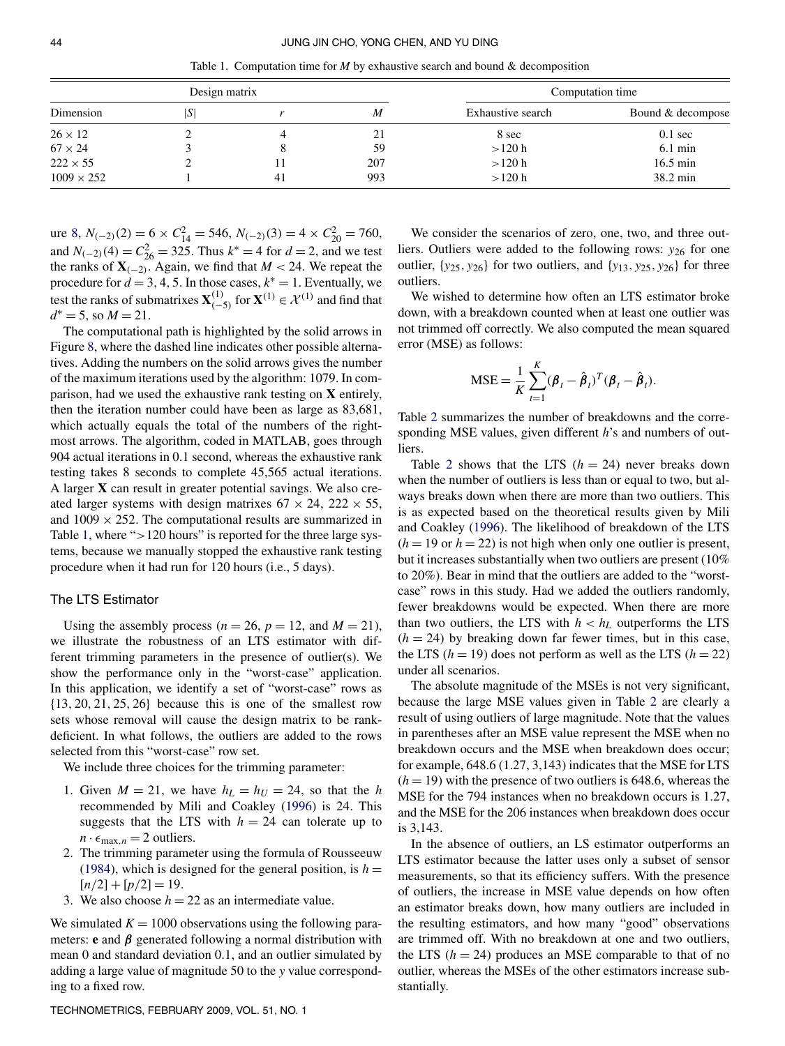Table 1. Computation time for $M$ by exhaustive search and bound & decomposition

| Design matrix | | | | Computation time | |
|---|---|---|---|---|---|
| Dimension | $\lvert S\rvert$ | $r$ | $M$ | Exhaustive search | Bound & decompose |
| $26 \times 12$ | 2 | 4 | 21 | 8 sec | 0.1 sec |
| $67 \times 24$ | 3 | 8 | 59 | >120 h | 6.1 min |
| $222 \times 55$ | 2 | 11 | 207 | >120 h | 16.5 min |
| $1009 \times 252$ | 1 | 41 | 993 | >120 h | 38.2 min |

ure 8, $N_{(-2)}(2) = 6 \times C_{14}^2 = 546$, $N_{(-2)}(3) = 4 \times C_{20}^2 = 760$, and $N_{(-2)}(4) = C_{26}^2 = 325$. Thus $k^* = 4$ for $d = 2$, and we test the ranks of $\mathbf{X}_{(-2)}$. Again, we find that $M < 24$. We repeat the procedure for $d = 3, 4, 5$. In those cases, $k^* = 1$. Eventually, we test the ranks of submatrixes $\mathbf{X}_{(-5)}^{(1)}$ for $\mathbf{X}^{(1)} \in \mathcal{X}^{(1)}$ and find that $d^* = 5$, so $M = 21$.

The computational path is highlighted by the solid arrows in Figure 8, where the dashed line indicates other possible alternatives. Adding the numbers on the solid arrows gives the number of the maximum iterations used by the algorithm: 1079. In comparison, had we used the exhaustive rank testing on $\mathbf{X}$ entirely, then the iteration number could have been as large as 83,681, which actually equals the total of the numbers of the rightmost arrows. The algorithm, coded in MATLAB, goes through 904 actual iterations in 0.1 second, whereas the exhaustive rank testing takes 8 seconds to complete 45,565 actual iterations. A larger $\mathbf{X}$ can result in greater potential savings. We also created larger systems with design matrixes $67 \times 24$, $222 \times 55$, and $1009 \times 252$. The computational results are summarized in Table 1, where ">120 hours" is reported for the three large systems, because we manually stopped the exhaustive rank testing procedure when it had run for 120 hours (i.e., 5 days).

### The LTS Estimator

Using the assembly process ($n = 26$, $p = 12$, and $M = 21$), we illustrate the robustness of an LTS estimator with different trimming parameters in the presence of outlier(s). We show the performance only in the "worst-case" application. In this application, we identify a set of "worst-case" rows as $\{13, 20, 21, 25, 26\}$ because this is one of the smallest row sets whose removal will cause the design matrix to be rank-deficient. In what follows, the outliers are added to the rows selected from this "worst-case" row set.

We include three choices for the trimming parameter:

1. Given $M = 21$, we have $h_L = h_U = 24$, so that the $h$ recommended by Mili and Coakley (1996) is 24. This suggests that the LTS with $h = 24$ can tolerate up to $n \cdot \epsilon_{\max,n} = 2$ outliers.
2. The trimming parameter using the formula of Rousseeuw (1984), which is designed for the general position, is $h = [n/2] + [p/2] = 19$.
3. We also choose $h = 22$ as an intermediate value.

We simulated $K = 1000$ observations using the following parameters: $\mathbf{e}$ and $\boldsymbol{\beta}$ generated following a normal distribution with mean 0 and standard deviation 0.1, and an outlier simulated by adding a large value of magnitude 50 to the $y$ value corresponding to a fixed row.

We consider the scenarios of zero, one, two, and three outliers. Outliers were added to the following rows: $y_{26}$ for one outlier, $\{y_{25}, y_{26}\}$ for two outliers, and $\{y_{13}, y_{25}, y_{26}\}$ for three outliers.

We wished to determine how often an LTS estimator broke down, with a breakdown counted when at least one outlier was not trimmed off correctly. We also computed the mean squared error (MSE) as follows:

$$\mathrm{MSE} = \frac{1}{K}\sum_{t=1}^{K}(\boldsymbol{\beta}_t - \hat{\boldsymbol{\beta}}_t)^T(\boldsymbol{\beta}_t - \hat{\boldsymbol{\beta}}_t).$$

Table 2 summarizes the number of breakdowns and the corresponding MSE values, given different $h$'s and numbers of outliers.

Table 2 shows that the LTS ($h = 24$) never breaks down when the number of outliers is less than or equal to two, but always breaks down when there are more than two outliers. This is as expected based on the theoretical results given by Mili and Coakley (1996). The likelihood of breakdown of the LTS ($h = 19$ or $h = 22$) is not high when only one outlier is present, but it increases substantially when two outliers are present (10% to 20%). Bear in mind that the outliers are added to the "worst-case" rows in this study. Had we added the outliers randomly, fewer breakdowns would be expected. When there are more than two outliers, the LTS with $h < h_L$ outperforms the LTS ($h = 24$) by breaking down far fewer times, but in this case, the LTS ($h = 19$) does not perform as well as the LTS ($h = 22$) under all scenarios.

The absolute magnitude of the MSEs is not very significant, because the large MSE values given in Table 2 are clearly a result of using outliers of large magnitude. Note that the values in parentheses after an MSE value represent the MSE when no breakdown occurs and the MSE when breakdown does occur; for example, 648.6 (1.27, 3,143) indicates that the MSE for LTS ($h = 19$) with the presence of two outliers is 648.6, whereas the MSE for the 794 instances when no breakdown occurs is 1.27, and the MSE for the 206 instances when breakdown does occur is 3,143.

In the absence of outliers, an LS estimator outperforms an LTS estimator because the latter uses only a subset of sensor measurements, so that its efficiency suffers. With the presence of outliers, the increase in MSE value depends on how often an estimator breaks down, how many outliers are included in the resulting estimators, and how many "good" observations are trimmed off. With no breakdown at one and two outliers, the LTS ($h = 24$) produces an MSE comparable to that of no outlier, whereas the MSEs of the other estimators increase substantially.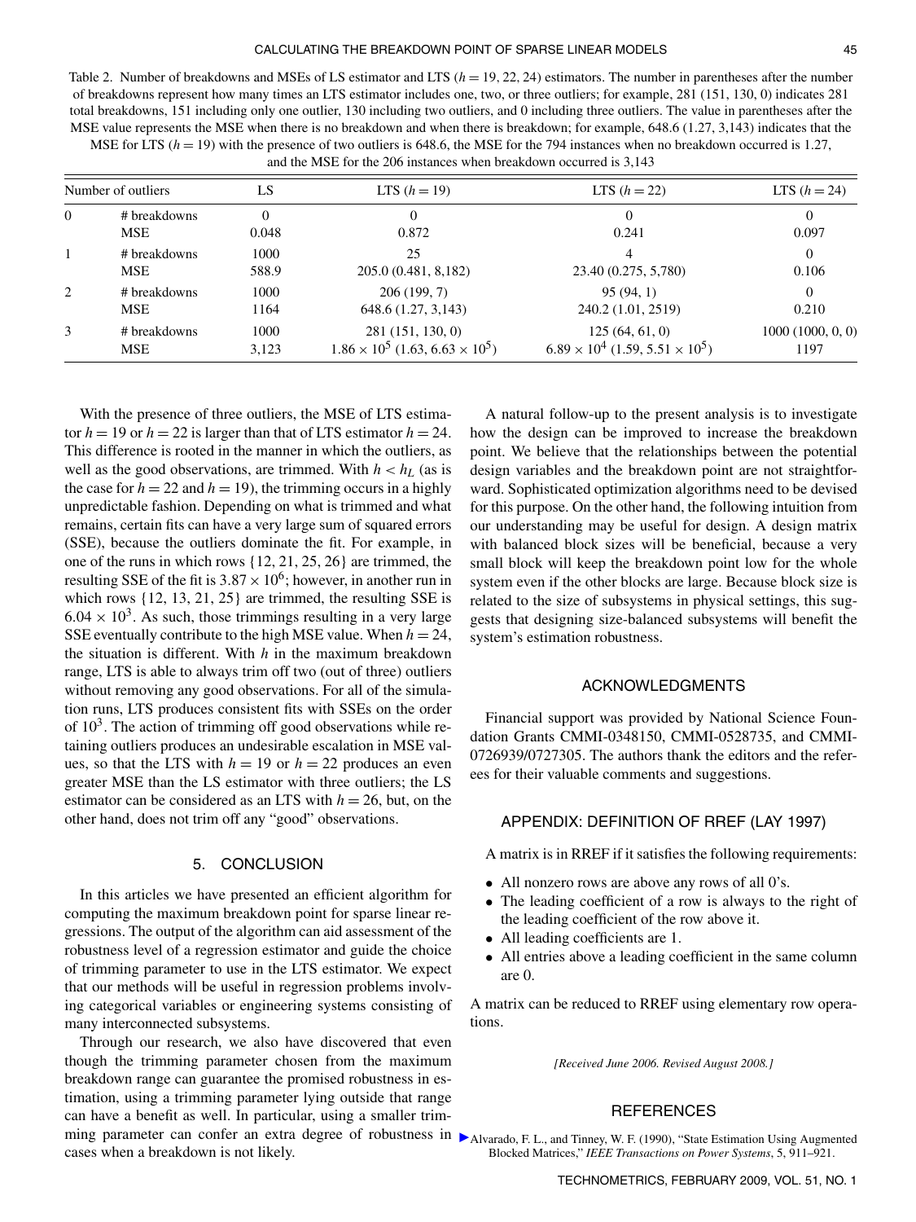Table 2. Number of breakdowns and MSEs of LS estimator and LTS ($h = 19, 22, 24$) estimators. The number in parentheses after the number of breakdowns represent how many times an LTS estimator includes one, two, or three outliers; for example, 281 (151, 130, 0) indicates 281 total breakdowns, 151 including only one outlier, 130 including two outliers, and 0 including three outliers. The value in parentheses after the MSE value represents the MSE when there is no breakdown and when there is breakdown; for example, 648.6 (1.27, 3,143) indicates that the MSE for LTS ($h = 19$) with the presence of two outliers is 648.6, the MSE for the 794 instances when no breakdown occurred is 1.27, and the MSE for the 206 instances when breakdown occurred is 3,143

| Number of outliers | | LS | LTS ($h = 19$) | LTS ($h = 22$) | LTS ($h = 24$) |
|---|---|---|---|---|---|
| 0 | # breakdowns | 0 | 0 | 0 | 0 |
| | MSE | 0.048 | 0.872 | 0.241 | 0.097 |
| 1 | # breakdowns | 1000 | 25 | 4 | 0 |
| | MSE | 588.9 | 205.0 (0.481, 8,182) | 23.40 (0.275, 5,780) | 0.106 |
| 2 | # breakdowns | 1000 | 206 (199, 7) | 95 (94, 1) | 0 |
| | MSE | 1164 | 648.6 (1.27, 3,143) | 240.2 (1.01, 2519) | 0.210 |
| 3 | # breakdowns | 1000 | 281 (151, 130, 0) | 125 (64, 61, 0) | 1000 (1000, 0, 0) |
| | MSE | 3,123 | $1.86 \times 10^5$ (1.63, $6.63 \times 10^5$) | $6.89 \times 10^4$ (1.59, $5.51 \times 10^5$) | 1197 |

With the presence of three outliers, the MSE of LTS estimator $h = 19$ or $h = 22$ is larger than that of LTS estimator $h = 24$. This difference is rooted in the manner in which the outliers, as well as the good observations, are trimmed. With $h < h_L$ (as is the case for $h = 22$ and $h = 19$), the trimming occurs in a highly unpredictable fashion. Depending on what is trimmed and what remains, certain fits can have a very large sum of squared errors (SSE), because the outliers dominate the fit. For example, in one of the runs in which rows {12, 21, 25, 26} are trimmed, the resulting SSE of the fit is $3.87 \times 10^6$; however, in another run in which rows {12, 13, 21, 25} are trimmed, the resulting SSE is $6.04 \times 10^3$. As such, those trimmings resulting in a very large SSE eventually contribute to the high MSE value. When $h = 24$, the situation is different. With $h$ in the maximum breakdown range, LTS is able to always trim off two (out of three) outliers without removing any good observations. For all of the simulation runs, LTS produces consistent fits with SSEs on the order of $10^3$. The action of trimming off good observations while retaining outliers produces an undesirable escalation in MSE values, so that the LTS with $h = 19$ or $h = 22$ produces an even greater MSE than the LS estimator with three outliers; the LS estimator can be considered as an LTS with $h = 26$, but, on the other hand, does not trim off any "good" observations.

## 5. CONCLUSION

In this articles we have presented an efficient algorithm for computing the maximum breakdown point for sparse linear regressions. The output of the algorithm can aid assessment of the robustness level of a regression estimator and guide the choice of trimming parameter to use in the LTS estimator. We expect that our methods will be useful in regression problems involving categorical variables or engineering systems consisting of many interconnected subsystems.

Through our research, we also have discovered that even though the trimming parameter chosen from the maximum breakdown range can guarantee the promised robustness in estimation, using a trimming parameter lying outside that range can have a benefit as well. In particular, using a smaller trimming parameter can confer an extra degree of robustness in cases when a breakdown is not likely.

A natural follow-up to the present analysis is to investigate how the design can be improved to increase the breakdown point. We believe that the relationships between the potential design variables and the breakdown point are not straightforward. Sophisticated optimization algorithms need to be devised for this purpose. On the other hand, the following intuition from our understanding may be useful for design. A design matrix with balanced block sizes will be beneficial, because a very small block will keep the breakdown point low for the whole system even if the other blocks are large. Because block size is related to the size of subsystems in physical settings, this suggests that designing size-balanced subsystems will benefit the system's estimation robustness.

## ACKNOWLEDGMENTS

Financial support was provided by National Science Foundation Grants CMMI-0348150, CMMI-0528735, and CMMI-0726939/0727305. The authors thank the editors and the referees for their valuable comments and suggestions.

## APPENDIX: DEFINITION OF RREF (LAY 1997)

A matrix is in RREF if it satisfies the following requirements:

- All nonzero rows are above any rows of all 0's.
- The leading coefficient of a row is always to the right of the leading coefficient of the row above it.
- All leading coefficients are 1.
- All entries above a leading coefficient in the same column are 0.

A matrix can be reduced to RREF using elementary row operations.

*[Received June 2006. Revised August 2008.]*

## REFERENCES

Alvarado, F. L., and Tinney, W. F. (1990), "State Estimation Using Augmented Blocked Matrices," *IEEE Transactions on Power Systems*, 5, 911–921.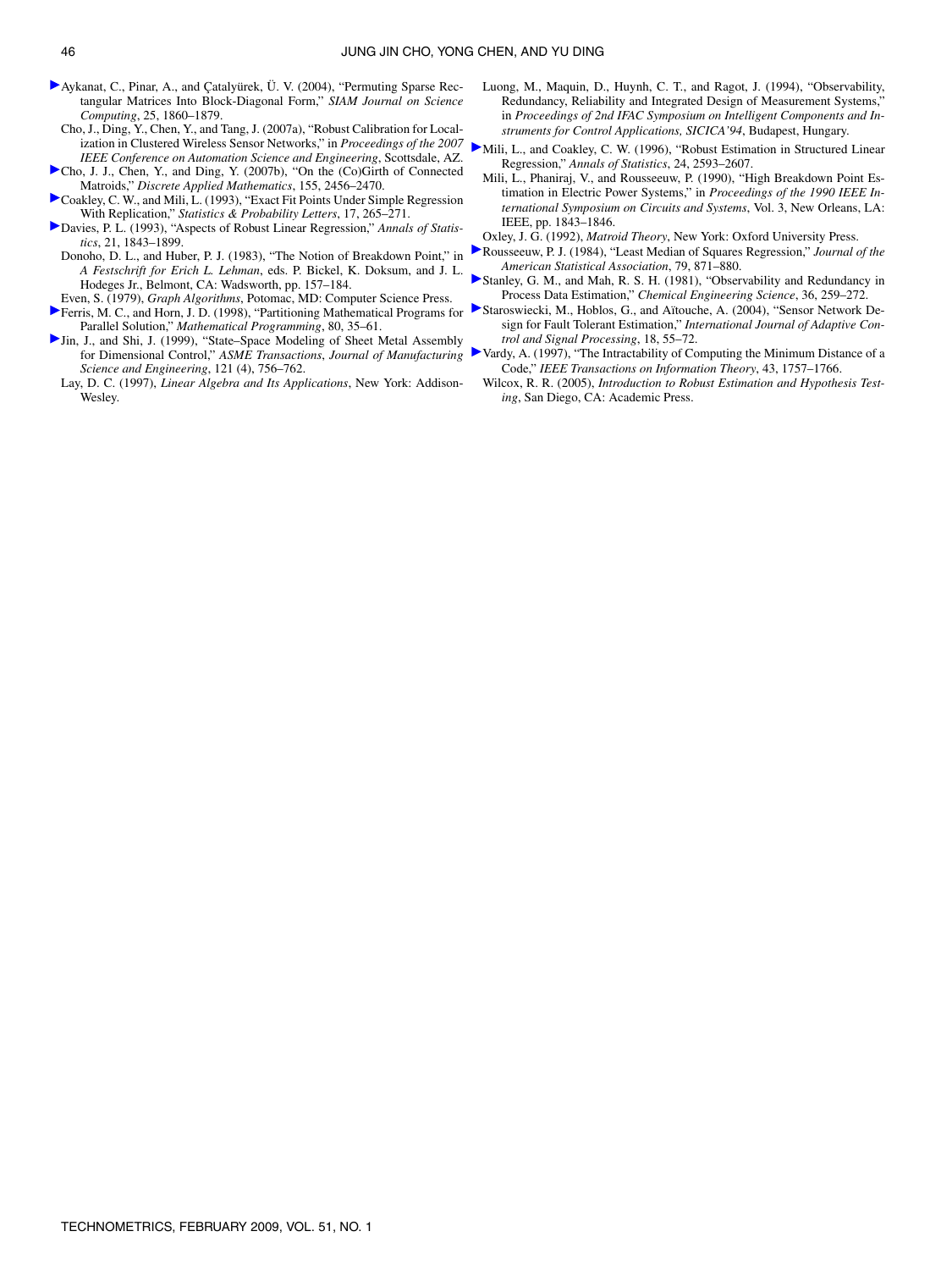Aykanat, C., Pinar, A., and Çatalyürek, Ü. V. (2004), "Permuting Sparse Rectangular Matrices Into Block-Diagonal Form," *SIAM Journal on Science Computing*, 25, 1860–1879.

Cho, J., Ding, Y., Chen, Y., and Tang, J. (2007a), "Robust Calibration for Localization in Clustered Wireless Sensor Networks," in *Proceedings of the 2007 IEEE Conference on Automation Science and Engineering*, Scottsdale, AZ.

Cho, J. J., Chen, Y., and Ding, Y. (2007b), "On the (Co)Girth of Connected Matroids," *Discrete Applied Mathematics*, 155, 2456–2470.

Coakley, C. W., and Mili, L. (1993), "Exact Fit Points Under Simple Regression With Replication," *Statistics & Probability Letters*, 17, 265–271.

Davies, P. L. (1993), "Aspects of Robust Linear Regression," *Annals of Statistics*, 21, 1843–1899.

Donoho, D. L., and Huber, P. J. (1983), "The Notion of Breakdown Point," in *A Festschrift for Erich L. Lehman*, eds. P. Bickel, K. Doksum, and J. L. Hodeges Jr., Belmont, CA: Wadsworth, pp. 157–184.

Even, S. (1979), *Graph Algorithms*, Potomac, MD: Computer Science Press.

Ferris, M. C., and Horn, J. D. (1998), "Partitioning Mathematical Programs for Parallel Solution," *Mathematical Programming*, 80, 35–61.

Jin, J., and Shi, J. (1999), "State–Space Modeling of Sheet Metal Assembly for Dimensional Control," *ASME Transactions*, *Journal of Manufacturing Science and Engineering*, 121 (4), 756–762.

Lay, D. C. (1997), *Linear Algebra and Its Applications*, New York: Addison-Wesley.

Luong, M., Maquin, D., Huynh, C. T., and Ragot, J. (1994), "Observability, Redundancy, Reliability and Integrated Design of Measurement Systems," in *Proceedings of 2nd IFAC Symposium on Intelligent Components and Instruments for Control Applications, SICICA'94*, Budapest, Hungary.

Mili, L., and Coakley, C. W. (1996), "Robust Estimation in Structured Linear Regression," *Annals of Statistics*, 24, 2593–2607.

Mili, L., Phaniraj, V., and Rousseeuw, P. (1990), "High Breakdown Point Estimation in Electric Power Systems," in *Proceedings of the 1990 IEEE International Symposium on Circuits and Systems*, Vol. 3, New Orleans, LA: IEEE, pp. 1843–1846.

Oxley, J. G. (1992), *Matroid Theory*, New York: Oxford University Press.

Rousseeuw, P. J. (1984), "Least Median of Squares Regression," *Journal of the American Statistical Association*, 79, 871–880.

Stanley, G. M., and Mah, R. S. H. (1981), "Observability and Redundancy in Process Data Estimation," *Chemical Engineering Science*, 36, 259–272.

Staroswiecki, M., Hoblos, G., and Aïtouche, A. (2004), "Sensor Network Design for Fault Tolerant Estimation," *International Journal of Adaptive Control and Signal Processing*, 18, 55–72.

Vardy, A. (1997), "The Intractability of Computing the Minimum Distance of a Code," *IEEE Transactions on Information Theory*, 43, 1757–1766.

Wilcox, R. R. (2005), *Introduction to Robust Estimation and Hypothesis Testing*, San Diego, CA: Academic Press.